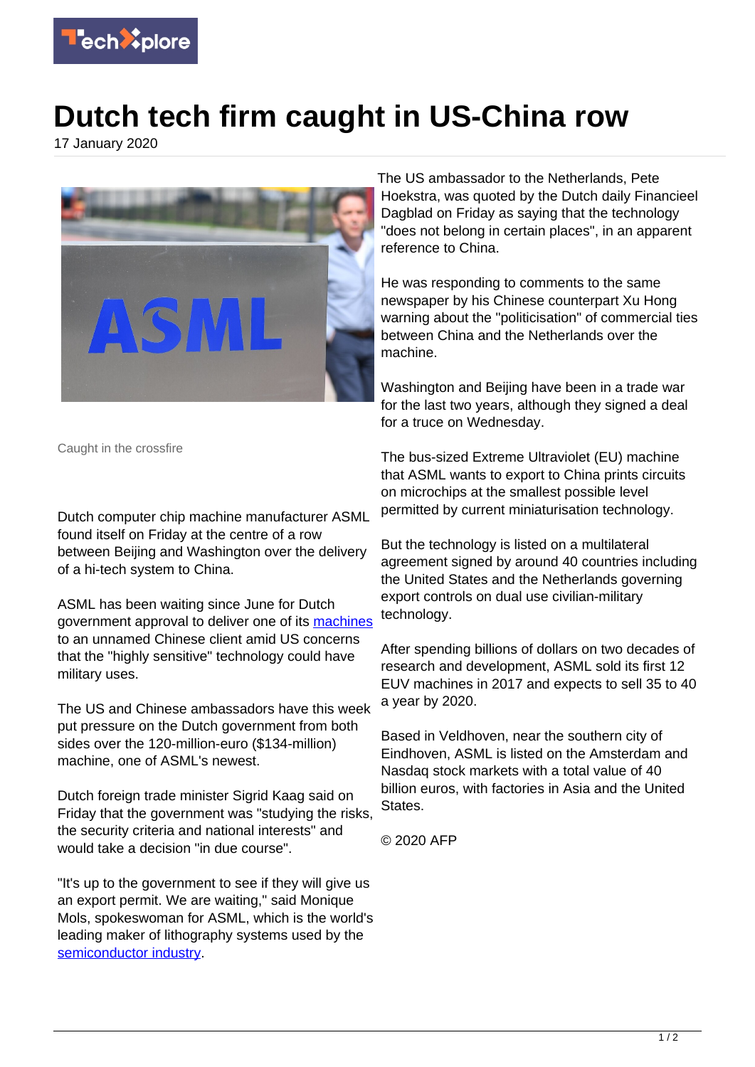# Dutch tech firm caught in US-China row

17 January 2020

Caught in the crossfire

Dutch computer chip machine manufacturer ASML found itself on Friday at the centre of a row between Beijing and Washington over the delivery of a hi-tech system to China.

ASML has been waiting since June for Dutch government approval to deliver one of its machines to an unnamed Chinese client amid US concerns that the "highly sensitive" technology could have military uses.

The US and Chinese ambassadors have this week put pressure on the Dutch government from both sides over the 120-million-euro ($134-million) machine, one of ASML's newest.

Dutch foreign trade minister Sigrid Kaag said on Friday that the government was "studying the risks, the security criteria and national interests" and would take a decision "in due course".

"It's up to the government to see if they will give us an export permit. We are waiting," said Monique Mols, spokeswoman for ASML, which is the world's leading maker of lithography systems used by the semiconductor industry.

The US ambassador to the Netherlands, Pete Hoekstra, was quoted by the Dutch daily Financieel Dagblad on Friday as saying that the technology "does not belong in certain places", in an apparent reference to China.

He was responding to comments to the same newspaper by his Chinese counterpart Xu Hong warning about the "politicisation" of commercial ties between China and the Netherlands over the machine.

Washington and Beijing have been in a trade war for the last two years, although they signed a deal for a truce on Wednesday.

The bus-sized Extreme Ultraviolet (EU) machine that ASML wants to export to China prints circuits on microchips at the smallest possible level permitted by current miniaturisation technology.

But the technology is listed on a multilateral agreement signed by around 40 countries including the United States and the Netherlands governing export controls on dual use civilian-military technology.

After spending billions of dollars on two decades of research and development, ASML sold its first 12 EUV machines in 2017 and expects to sell 35 to 40 a year by 2020.

Based in Veldhoven, near the southern city of Eindhoven, ASML is listed on the Amsterdam and Nasdaq stock markets with a total value of 40 billion euros, with factories in Asia and the United States.

© 2020 AFP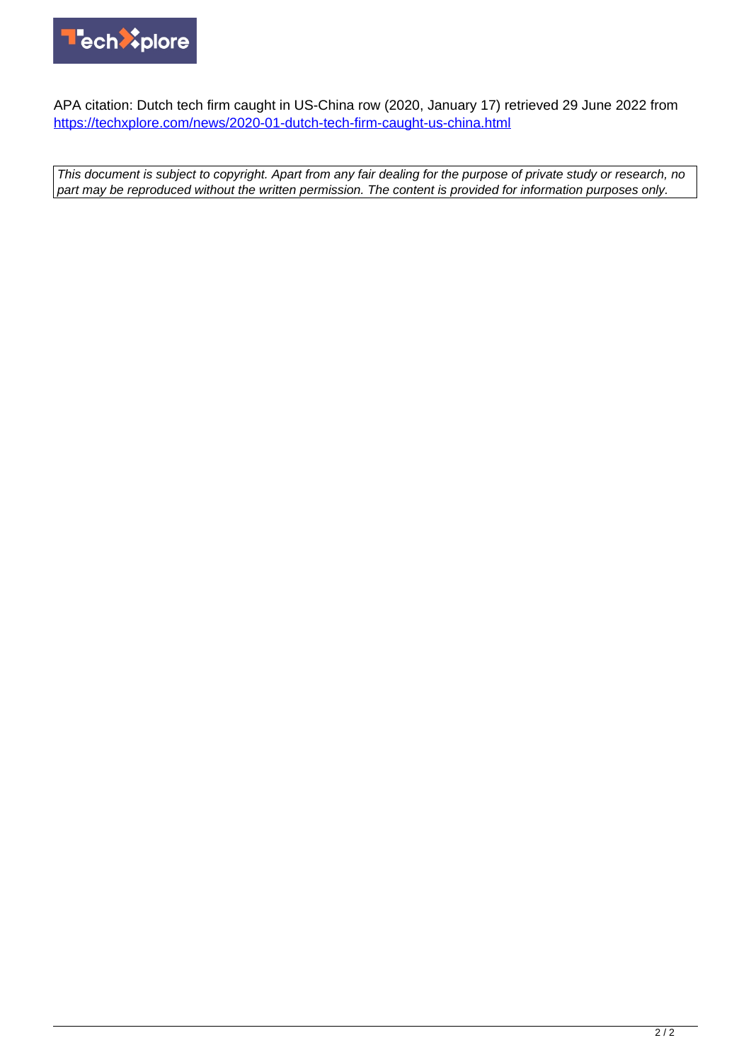APA citation: Dutch tech firm caught in US-China row (2020, January 17) retrieved 29 June 2022 from https://techxplore.com/news/2020-01-dutch-tech-firm-caught-us-china.html

*This document is subject to copyright. Apart from any fair dealing for the purpose of private study or research, no part may be reproduced without the written permission. The content is provided for information purposes only.*